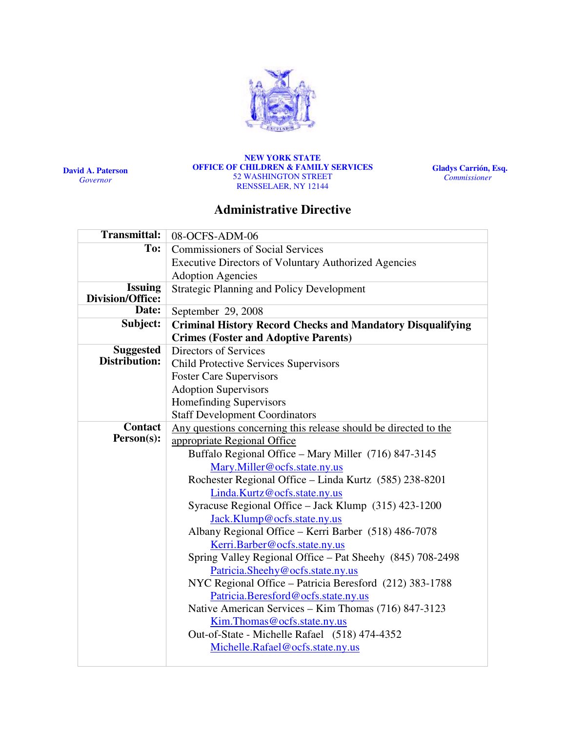**David A. Paterson**
*Governor*

**NEW YORK STATE**
**OFFICE OF CHILDREN & FAMILY SERVICES**
52 WASHINGTON STREET
RENSSELAER, NY 12144

**Gladys Carrión, Esq.**
*Commissioner*

# Administrative Directive

| | |
|---|---|
| **Transmittal:** | 08-OCFS-ADM-06 |
| **To:** | Commissioners of Social Services<br>Executive Directors of Voluntary Authorized Agencies<br>Adoption Agencies |
| **Issuing Division/Office:** | Strategic Planning and Policy Development |
| **Date:** | September 29, 2008 |
| **Subject:** | **Criminal History Record Checks and Mandatory Disqualifying Crimes (Foster and Adoptive Parents)** |
| **Suggested Distribution:** | Directors of Services<br>Child Protective Services Supervisors<br>Foster Care Supervisors<br>Adoption Supervisors<br>Homefinding Supervisors<br>Staff Development Coordinators |
| **Contact Person(s):** | Any questions concerning this release should be directed to the appropriate Regional Office<br>Buffalo Regional Office – Mary Miller (716) 847-3145 Mary.Miller@ocfs.state.ny.us<br>Rochester Regional Office – Linda Kurtz (585) 238-8201 Linda.Kurtz@ocfs.state.ny.us<br>Syracuse Regional Office – Jack Klump (315) 423-1200 Jack.Klump@ocfs.state.ny.us<br>Albany Regional Office – Kerri Barber (518) 486-7078 Kerri.Barber@ocfs.state.ny.us<br>Spring Valley Regional Office – Pat Sheehy (845) 708-2498 Patricia.Sheehy@ocfs.state.ny.us<br>NYC Regional Office – Patricia Beresford (212) 383-1788 Patricia.Beresford@ocfs.state.ny.us<br>Native American Services – Kim Thomas (716) 847-3123 Kim.Thomas@ocfs.state.ny.us<br>Out-of-State - Michelle Rafael (518) 474-4352 Michelle.Rafael@ocfs.state.ny.us |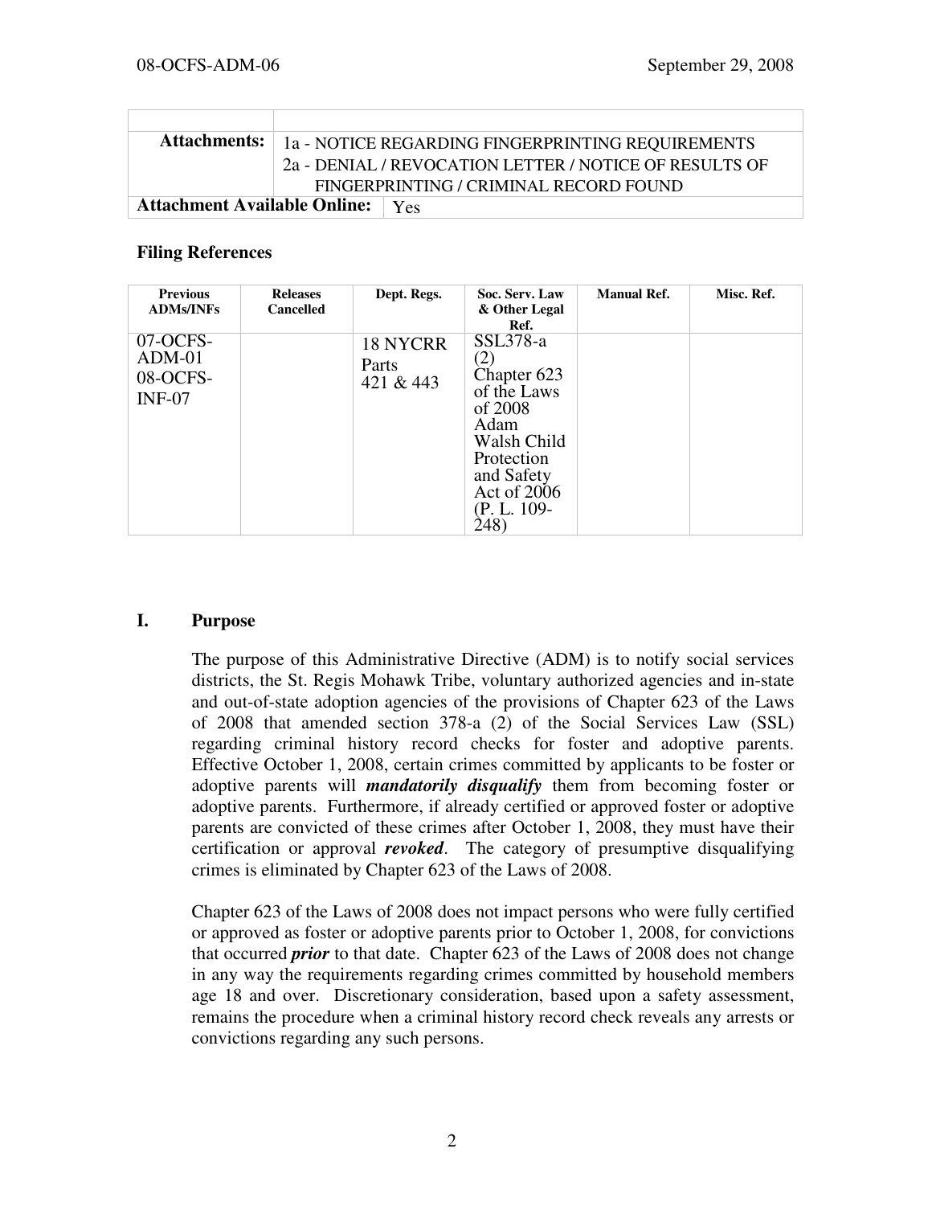| | |
|---|---|
| **Attachments:** | 1a - NOTICE REGARDING FINGERPRINTING REQUIREMENTS<br>2a - DENIAL / REVOCATION LETTER / NOTICE OF RESULTS OF FINGERPRINTING / CRIMINAL RECORD FOUND |
| **Attachment Available Online:** | Yes |

### Filing References

| Previous ADMs/INFs | Releases Cancelled | Dept. Regs. | Soc. Serv. Law & Other Legal Ref. | Manual Ref. | Misc. Ref. |
|---|---|---|---|---|---|
| 07-OCFS-ADM-01<br>08-OCFS-INF-07 | | 18 NYCRR Parts 421 & 443 | SSL378-a (2)<br>Chapter 623 of the Laws of 2008<br>Adam Walsh Child Protection and Safety Act of 2006 (P. L. 109-248) | | |

## I. Purpose

The purpose of this Administrative Directive (ADM) is to notify social services districts, the St. Regis Mohawk Tribe, voluntary authorized agencies and in-state and out-of-state adoption agencies of the provisions of Chapter 623 of the Laws of 2008 that amended section 378-a (2) of the Social Services Law (SSL) regarding criminal history record checks for foster and adoptive parents. Effective October 1, 2008, certain crimes committed by applicants to be foster or adoptive parents will ***mandatorily disqualify*** them from becoming foster or adoptive parents. Furthermore, if already certified or approved foster or adoptive parents are convicted of these crimes after October 1, 2008, they must have their certification or approval ***revoked***. The category of presumptive disqualifying crimes is eliminated by Chapter 623 of the Laws of 2008.

Chapter 623 of the Laws of 2008 does not impact persons who were fully certified or approved as foster or adoptive parents prior to October 1, 2008, for convictions that occurred ***prior*** to that date. Chapter 623 of the Laws of 2008 does not change in any way the requirements regarding crimes committed by household members age 18 and over. Discretionary consideration, based upon a safety assessment, remains the procedure when a criminal history record check reveals any arrests or convictions regarding any such persons.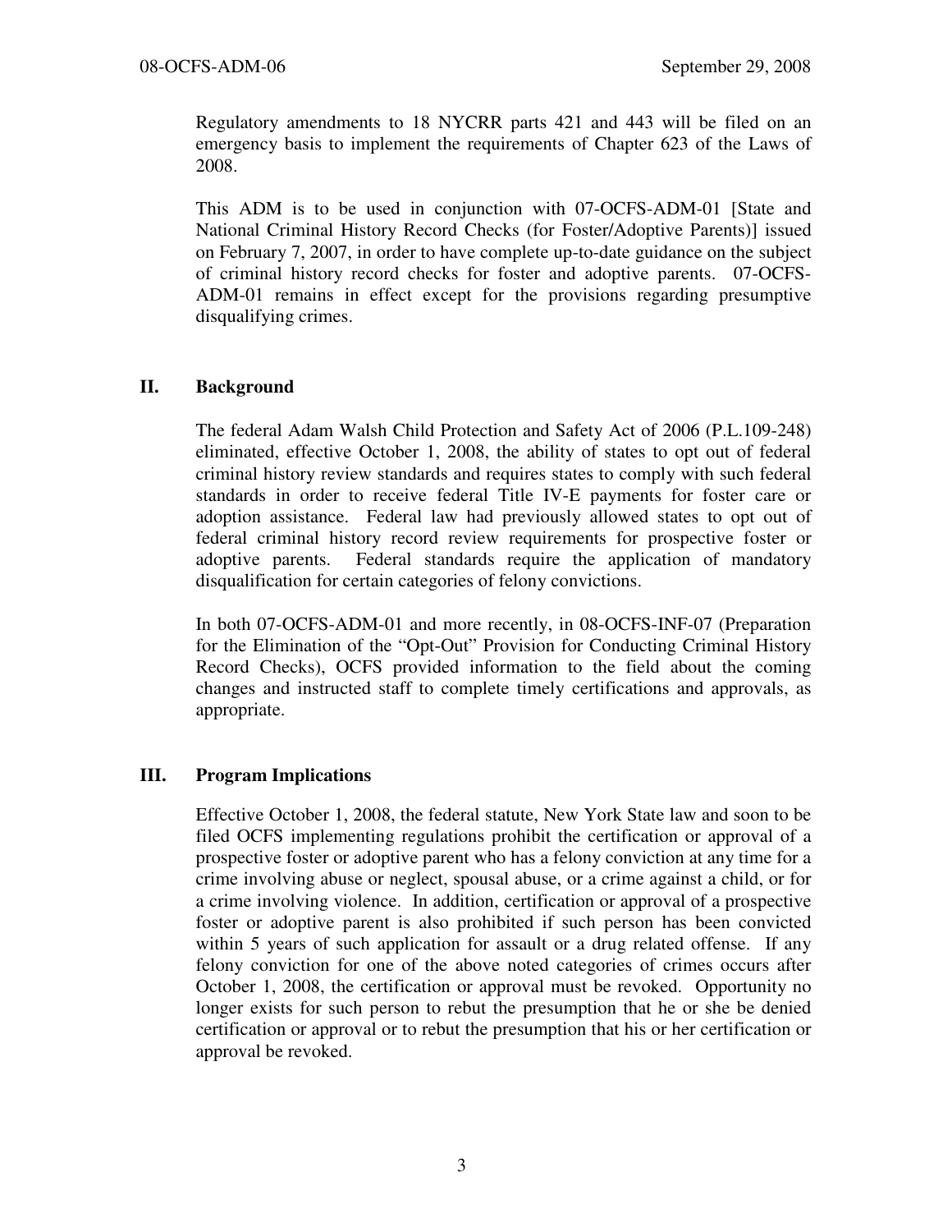Regulatory amendments to 18 NYCRR parts 421 and 443 will be filed on an emergency basis to implement the requirements of Chapter 623 of the Laws of 2008.

This ADM is to be used in conjunction with 07-OCFS-ADM-01 [State and National Criminal History Record Checks (for Foster/Adoptive Parents)] issued on February 7, 2007, in order to have complete up-to-date guidance on the subject of criminal history record checks for foster and adoptive parents. 07-OCFS-ADM-01 remains in effect except for the provisions regarding presumptive disqualifying crimes.

## II. Background

The federal Adam Walsh Child Protection and Safety Act of 2006 (P.L.109-248) eliminated, effective October 1, 2008, the ability of states to opt out of federal criminal history review standards and requires states to comply with such federal standards in order to receive federal Title IV-E payments for foster care or adoption assistance. Federal law had previously allowed states to opt out of federal criminal history record review requirements for prospective foster or adoptive parents. Federal standards require the application of mandatory disqualification for certain categories of felony convictions.

In both 07-OCFS-ADM-01 and more recently, in 08-OCFS-INF-07 (Preparation for the Elimination of the "Opt-Out" Provision for Conducting Criminal History Record Checks), OCFS provided information to the field about the coming changes and instructed staff to complete timely certifications and approvals, as appropriate.

## III. Program Implications

Effective October 1, 2008, the federal statute, New York State law and soon to be filed OCFS implementing regulations prohibit the certification or approval of a prospective foster or adoptive parent who has a felony conviction at any time for a crime involving abuse or neglect, spousal abuse, or a crime against a child, or for a crime involving violence. In addition, certification or approval of a prospective foster or adoptive parent is also prohibited if such person has been convicted within 5 years of such application for assault or a drug related offense. If any felony conviction for one of the above noted categories of crimes occurs after October 1, 2008, the certification or approval must be revoked. Opportunity no longer exists for such person to rebut the presumption that he or she be denied certification or approval or to rebut the presumption that his or her certification or approval be revoked.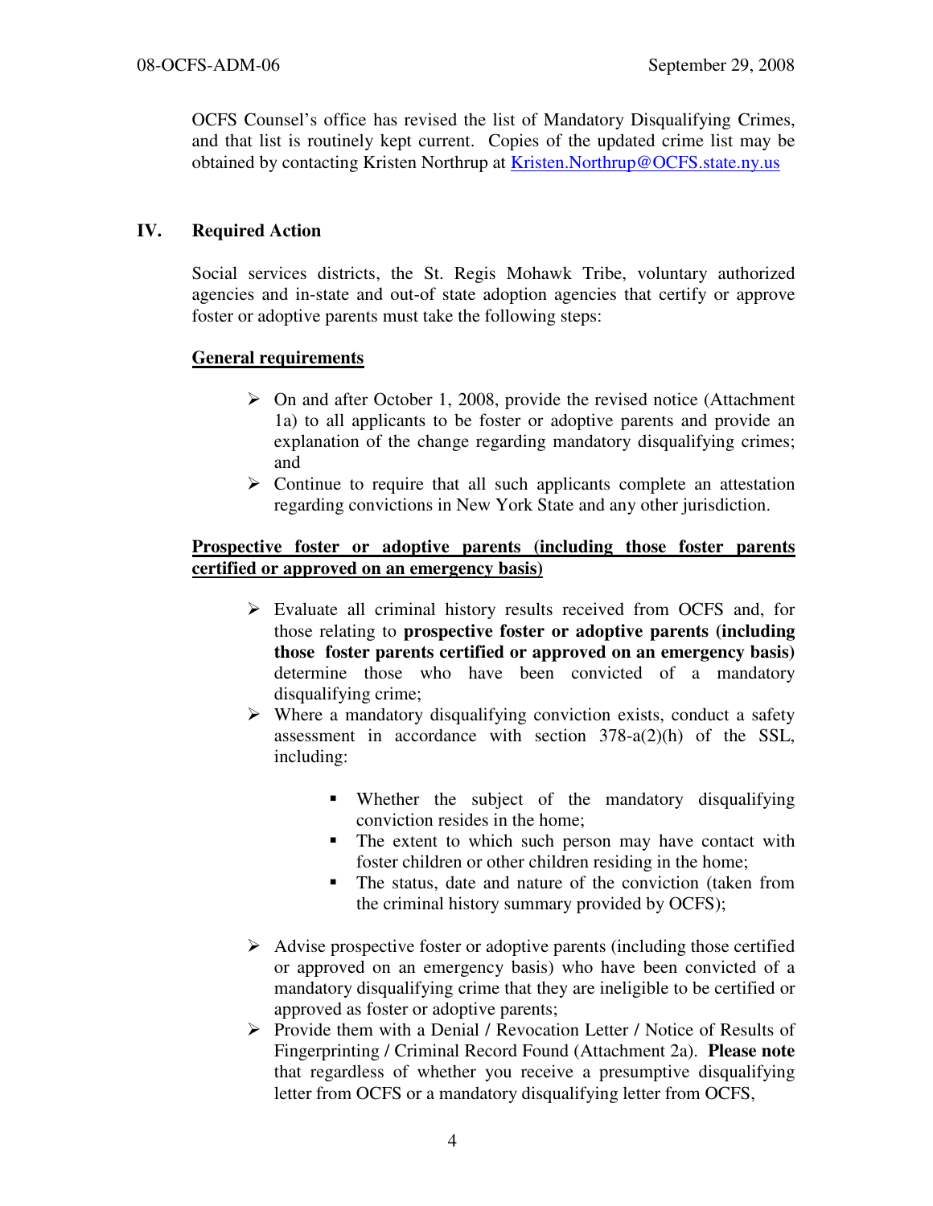OCFS Counsel's office has revised the list of Mandatory Disqualifying Crimes, and that list is routinely kept current. Copies of the updated crime list may be obtained by contacting Kristen Northrup at Kristen.Northrup@OCFS.state.ny.us

## IV. Required Action

Social services districts, the St. Regis Mohawk Tribe, voluntary authorized agencies and in-state and out-of state adoption agencies that certify or approve foster or adoptive parents must take the following steps:

**General requirements**

- On and after October 1, 2008, provide the revised notice (Attachment 1a) to all applicants to be foster or adoptive parents and provide an explanation of the change regarding mandatory disqualifying crimes; and
- Continue to require that all such applicants complete an attestation regarding convictions in New York State and any other jurisdiction.

**Prospective foster or adoptive parents (including those foster parents certified or approved on an emergency basis)**

- Evaluate all criminal history results received from OCFS and, for those relating to **prospective foster or adoptive parents (including those foster parents certified or approved on an emergency basis)** determine those who have been convicted of a mandatory disqualifying crime;
- Where a mandatory disqualifying conviction exists, conduct a safety assessment in accordance with section 378-a(2)(h) of the SSL, including:
    - Whether the subject of the mandatory disqualifying conviction resides in the home;
    - The extent to which such person may have contact with foster children or other children residing in the home;
    - The status, date and nature of the conviction (taken from the criminal history summary provided by OCFS);
- Advise prospective foster or adoptive parents (including those certified or approved on an emergency basis) who have been convicted of a mandatory disqualifying crime that they are ineligible to be certified or approved as foster or adoptive parents;
- Provide them with a Denial / Revocation Letter / Notice of Results of Fingerprinting / Criminal Record Found (Attachment 2a). **Please note** that regardless of whether you receive a presumptive disqualifying letter from OCFS or a mandatory disqualifying letter from OCFS,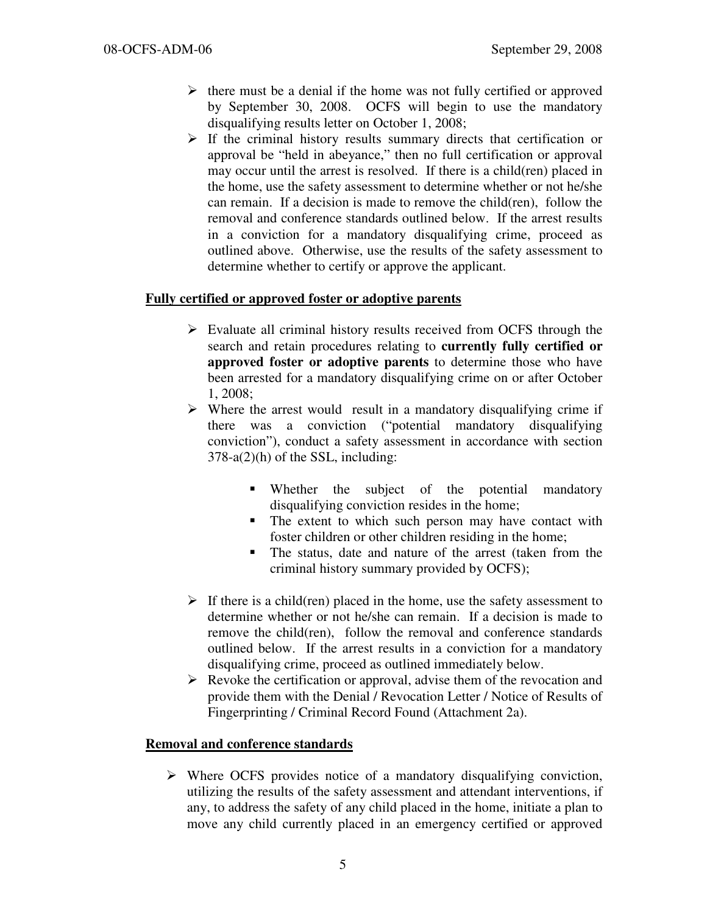- there must be a denial if the home was not fully certified or approved by September 30, 2008. OCFS will begin to use the mandatory disqualifying results letter on October 1, 2008;
- If the criminal history results summary directs that certification or approval be "held in abeyance," then no full certification or approval may occur until the arrest is resolved. If there is a child(ren) placed in the home, use the safety assessment to determine whether or not he/she can remain. If a decision is made to remove the child(ren), follow the removal and conference standards outlined below. If the arrest results in a conviction for a mandatory disqualifying crime, proceed as outlined above. Otherwise, use the results of the safety assessment to determine whether to certify or approve the applicant.

**Fully certified or approved foster or adoptive parents**

- Evaluate all criminal history results received from OCFS through the search and retain procedures relating to **currently fully certified or approved foster or adoptive parents** to determine those who have been arrested for a mandatory disqualifying crime on or after October 1, 2008;
- Where the arrest would result in a mandatory disqualifying crime if there was a conviction ("potential mandatory disqualifying conviction"), conduct a safety assessment in accordance with section 378-a(2)(h) of the SSL, including:
    - Whether the subject of the potential mandatory disqualifying conviction resides in the home;
    - The extent to which such person may have contact with foster children or other children residing in the home;
    - The status, date and nature of the arrest (taken from the criminal history summary provided by OCFS);
- If there is a child(ren) placed in the home, use the safety assessment to determine whether or not he/she can remain. If a decision is made to remove the child(ren), follow the removal and conference standards outlined below. If the arrest results in a conviction for a mandatory disqualifying crime, proceed as outlined immediately below.
- Revoke the certification or approval, advise them of the revocation and provide them with the Denial / Revocation Letter / Notice of Results of Fingerprinting / Criminal Record Found (Attachment 2a).

**Removal and conference standards**

- Where OCFS provides notice of a mandatory disqualifying conviction, utilizing the results of the safety assessment and attendant interventions, if any, to address the safety of any child placed in the home, initiate a plan to move any child currently placed in an emergency certified or approved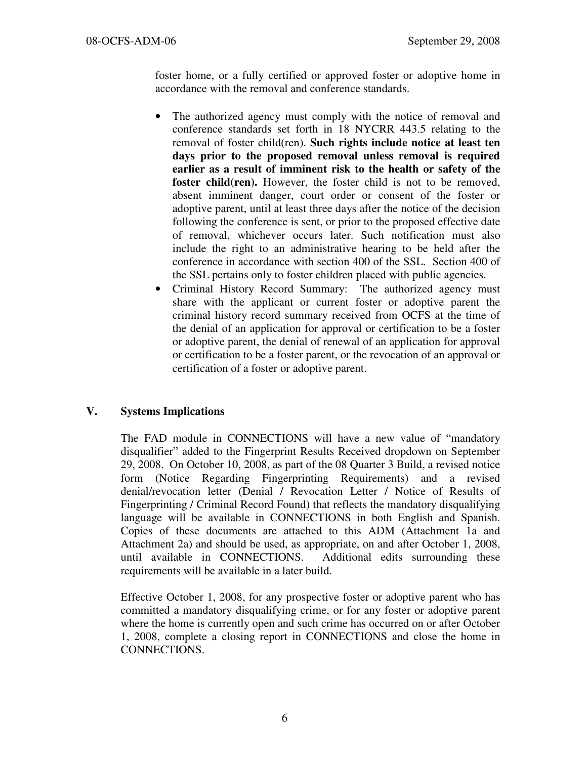foster home, or a fully certified or approved foster or adoptive home in accordance with the removal and conference standards.

- The authorized agency must comply with the notice of removal and conference standards set forth in 18 NYCRR 443.5 relating to the removal of foster child(ren). **Such rights include notice at least ten days prior to the proposed removal unless removal is required earlier as a result of imminent risk to the health or safety of the foster child(ren).** However, the foster child is not to be removed, absent imminent danger, court order or consent of the foster or adoptive parent, until at least three days after the notice of the decision following the conference is sent, or prior to the proposed effective date of removal, whichever occurs later. Such notification must also include the right to an administrative hearing to be held after the conference in accordance with section 400 of the SSL. Section 400 of the SSL pertains only to foster children placed with public agencies.
- Criminal History Record Summary: The authorized agency must share with the applicant or current foster or adoptive parent the criminal history record summary received from OCFS at the time of the denial of an application for approval or certification to be a foster or adoptive parent, the denial of renewal of an application for approval or certification to be a foster parent, or the revocation of an approval or certification of a foster or adoptive parent.

## V. Systems Implications

The FAD module in CONNECTIONS will have a new value of "mandatory disqualifier" added to the Fingerprint Results Received dropdown on September 29, 2008. On October 10, 2008, as part of the 08 Quarter 3 Build, a revised notice form (Notice Regarding Fingerprinting Requirements) and a revised denial/revocation letter (Denial / Revocation Letter / Notice of Results of Fingerprinting / Criminal Record Found) that reflects the mandatory disqualifying language will be available in CONNECTIONS in both English and Spanish. Copies of these documents are attached to this ADM (Attachment 1a and Attachment 2a) and should be used, as appropriate, on and after October 1, 2008, until available in CONNECTIONS. Additional edits surrounding these requirements will be available in a later build.

Effective October 1, 2008, for any prospective foster or adoptive parent who has committed a mandatory disqualifying crime, or for any foster or adoptive parent where the home is currently open and such crime has occurred on or after October 1, 2008, complete a closing report in CONNECTIONS and close the home in CONNECTIONS.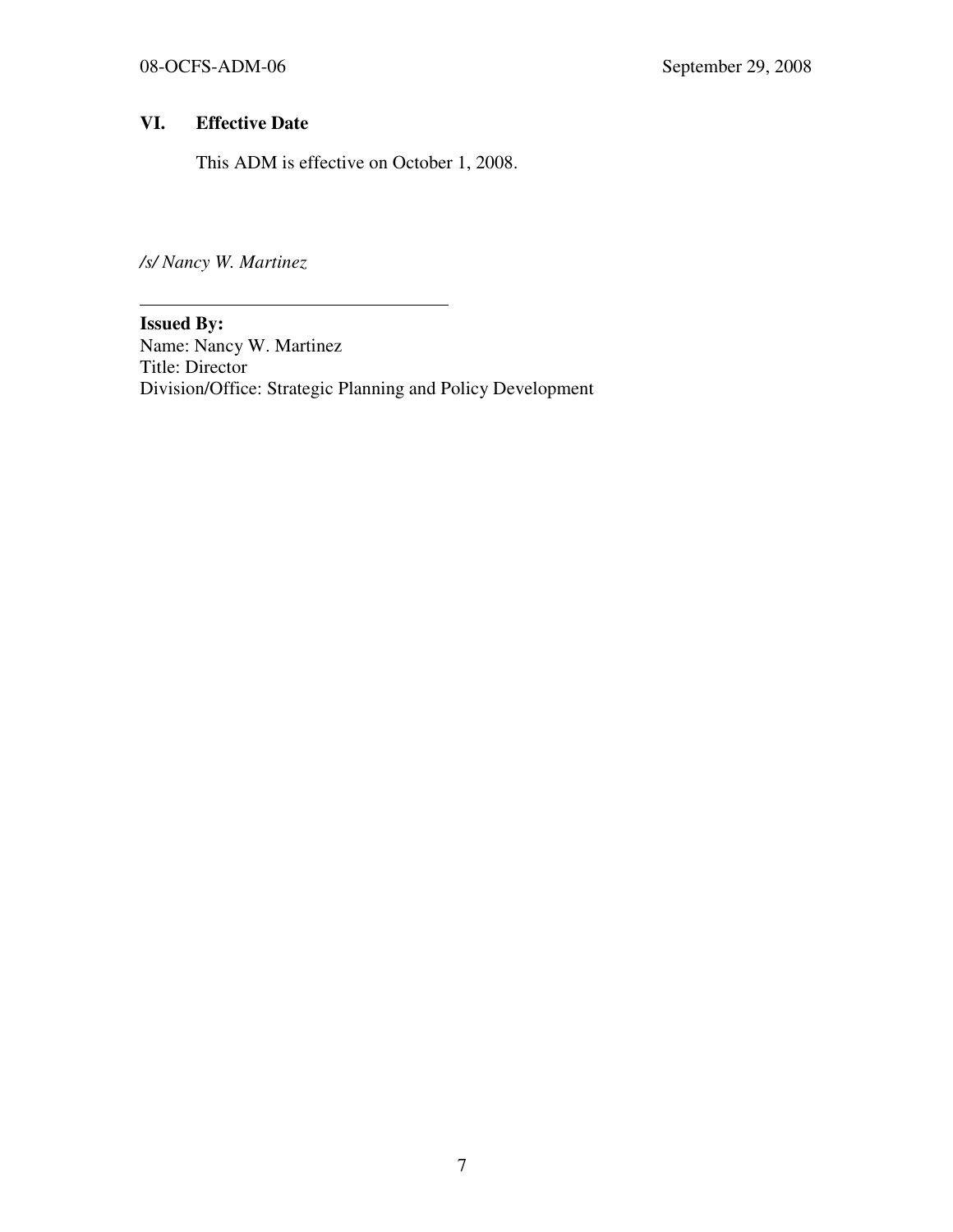## VI. Effective Date

This ADM is effective on October 1, 2008.

*/s/ Nancy W. Martinez*

---

**Issued By:**
Name: Nancy W. Martinez
Title: Director
Division/Office: Strategic Planning and Policy Development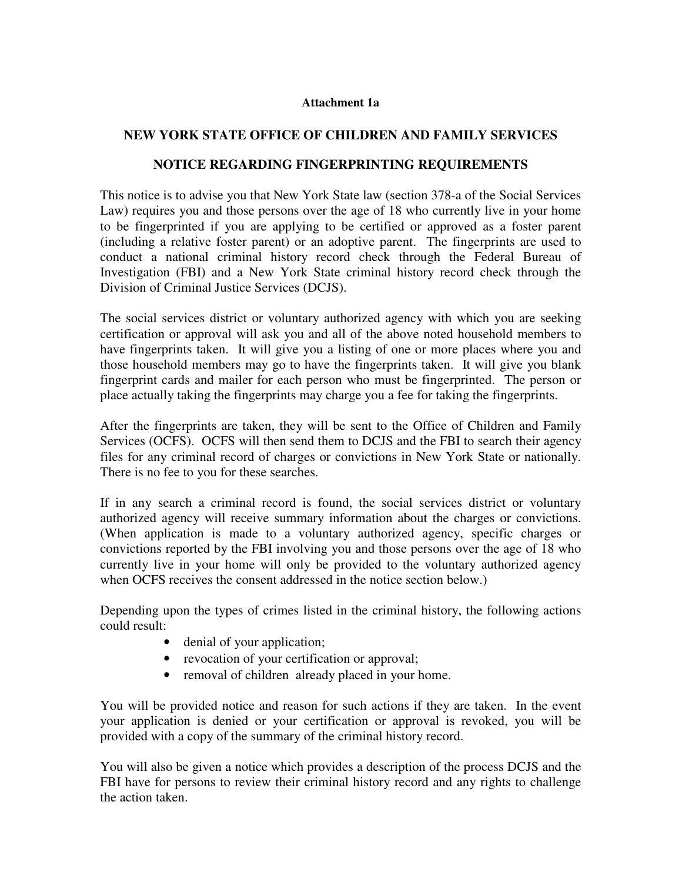**Attachment 1a**

## NEW YORK STATE OFFICE OF CHILDREN AND FAMILY SERVICES

## NOTICE REGARDING FINGERPRINTING REQUIREMENTS

This notice is to advise you that New York State law (section 378-a of the Social Services Law) requires you and those persons over the age of 18 who currently live in your home to be fingerprinted if you are applying to be certified or approved as a foster parent (including a relative foster parent) or an adoptive parent. The fingerprints are used to conduct a national criminal history record check through the Federal Bureau of Investigation (FBI) and a New York State criminal history record check through the Division of Criminal Justice Services (DCJS).

The social services district or voluntary authorized agency with which you are seeking certification or approval will ask you and all of the above noted household members to have fingerprints taken. It will give you a listing of one or more places where you and those household members may go to have the fingerprints taken. It will give you blank fingerprint cards and mailer for each person who must be fingerprinted. The person or place actually taking the fingerprints may charge you a fee for taking the fingerprints.

After the fingerprints are taken, they will be sent to the Office of Children and Family Services (OCFS). OCFS will then send them to DCJS and the FBI to search their agency files for any criminal record of charges or convictions in New York State or nationally. There is no fee to you for these searches.

If in any search a criminal record is found, the social services district or voluntary authorized agency will receive summary information about the charges or convictions. (When application is made to a voluntary authorized agency, specific charges or convictions reported by the FBI involving you and those persons over the age of 18 who currently live in your home will only be provided to the voluntary authorized agency when OCFS receives the consent addressed in the notice section below.)

Depending upon the types of crimes listed in the criminal history, the following actions could result:

- denial of your application;
- revocation of your certification or approval;
- removal of children already placed in your home.

You will be provided notice and reason for such actions if they are taken. In the event your application is denied or your certification or approval is revoked, you will be provided with a copy of the summary of the criminal history record.

You will also be given a notice which provides a description of the process DCJS and the FBI have for persons to review their criminal history record and any rights to challenge the action taken.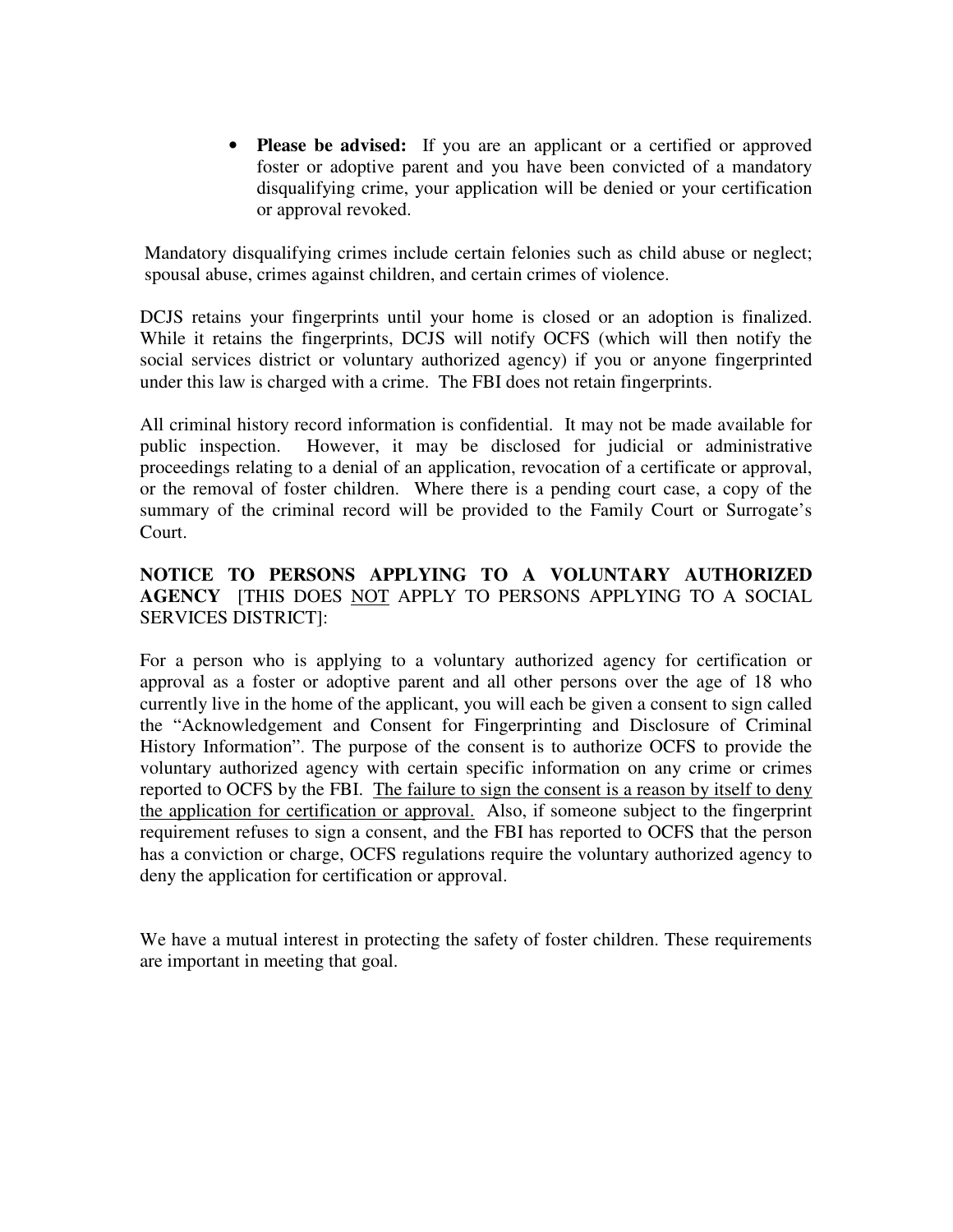- **Please be advised:** If you are an applicant or a certified or approved foster or adoptive parent and you have been convicted of a mandatory disqualifying crime, your application will be denied or your certification or approval revoked.

Mandatory disqualifying crimes include certain felonies such as child abuse or neglect; spousal abuse, crimes against children, and certain crimes of violence.

DCJS retains your fingerprints until your home is closed or an adoption is finalized. While it retains the fingerprints, DCJS will notify OCFS (which will then notify the social services district or voluntary authorized agency) if you or anyone fingerprinted under this law is charged with a crime. The FBI does not retain fingerprints.

All criminal history record information is confidential. It may not be made available for public inspection. However, it may be disclosed for judicial or administrative proceedings relating to a denial of an application, revocation of a certificate or approval, or the removal of foster children. Where there is a pending court case, a copy of the summary of the criminal record will be provided to the Family Court or Surrogate's Court.

**NOTICE TO PERSONS APPLYING TO A VOLUNTARY AUTHORIZED AGENCY** [THIS DOES <u>NOT</u> APPLY TO PERSONS APPLYING TO A SOCIAL SERVICES DISTRICT]:

For a person who is applying to a voluntary authorized agency for certification or approval as a foster or adoptive parent and all other persons over the age of 18 who currently live in the home of the applicant, you will each be given a consent to sign called the "Acknowledgement and Consent for Fingerprinting and Disclosure of Criminal History Information". The purpose of the consent is to authorize OCFS to provide the voluntary authorized agency with certain specific information on any crime or crimes reported to OCFS by the FBI. <u>The failure to sign the consent is a reason by itself to deny the application for certification or approval.</u> Also, if someone subject to the fingerprint requirement refuses to sign a consent, and the FBI has reported to OCFS that the person has a conviction or charge, OCFS regulations require the voluntary authorized agency to deny the application for certification or approval.

We have a mutual interest in protecting the safety of foster children. These requirements are important in meeting that goal.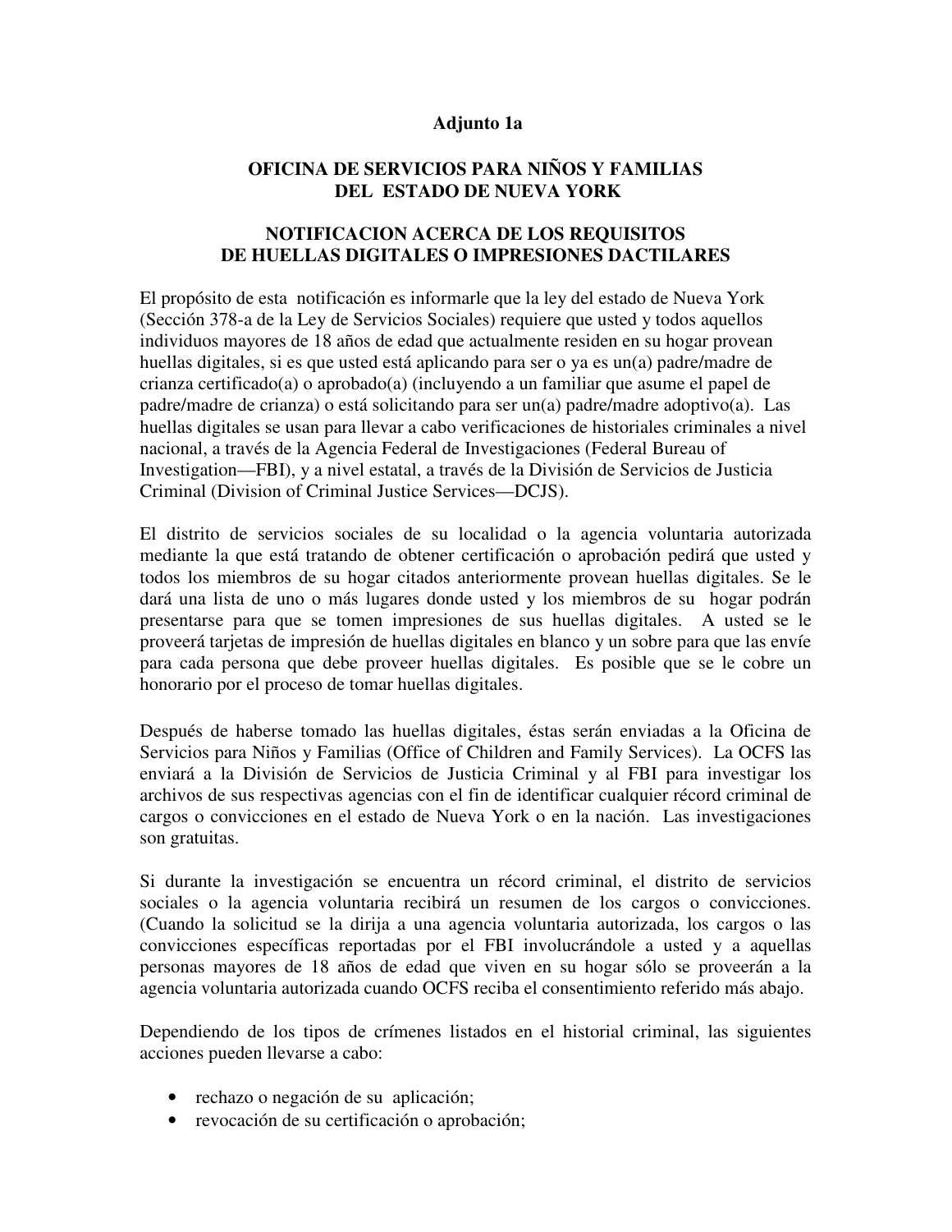**Adjunto 1a**

# OFICINA DE SERVICIOS PARA NIÑOS Y FAMILIAS DEL ESTADO DE NUEVA YORK

## NOTIFICACION ACERCA DE LOS REQUISITOS DE HUELLAS DIGITALES O IMPRESIONES DACTILARES

El propósito de esta notificación es informarle que la ley del estado de Nueva York (Sección 378-a de la Ley de Servicios Sociales) requiere que usted y todos aquellos individuos mayores de 18 años de edad que actualmente residen en su hogar provean huellas digitales, si es que usted está aplicando para ser o ya es un(a) padre/madre de crianza certificado(a) o aprobado(a) (incluyendo a un familiar que asume el papel de padre/madre de crianza) o está solicitando para ser un(a) padre/madre adoptivo(a). Las huellas digitales se usan para llevar a cabo verificaciones de historiales criminales a nivel nacional, a través de la Agencia Federal de Investigaciones (Federal Bureau of Investigation—FBI), y a nivel estatal, a través de la División de Servicios de Justicia Criminal (Division of Criminal Justice Services—DCJS).

El distrito de servicios sociales de su localidad o la agencia voluntaria autorizada mediante la que está tratando de obtener certificación o aprobación pedirá que usted y todos los miembros de su hogar citados anteriormente provean huellas digitales. Se le dará una lista de uno o más lugares donde usted y los miembros de su hogar podrán presentarse para que se tomen impresiones de sus huellas digitales. A usted se le proveerá tarjetas de impresión de huellas digitales en blanco y un sobre para que las envíe para cada persona que debe proveer huellas digitales. Es posible que se le cobre un honorario por el proceso de tomar huellas digitales.

Después de haberse tomado las huellas digitales, éstas serán enviadas a la Oficina de Servicios para Niños y Familias (Office of Children and Family Services). La OCFS las enviará a la División de Servicios de Justicia Criminal y al FBI para investigar los archivos de sus respectivas agencias con el fin de identificar cualquier récord criminal de cargos o convicciones en el estado de Nueva York o en la nación. Las investigaciones son gratuitas.

Si durante la investigación se encuentra un récord criminal, el distrito de servicios sociales o la agencia voluntaria recibirá un resumen de los cargos o convicciones. (Cuando la solicitud se la dirija a una agencia voluntaria autorizada, los cargos o las convicciones específicas reportadas por el FBI involucrándole a usted y a aquellas personas mayores de 18 años de edad que viven en su hogar sólo se proveerán a la agencia voluntaria autorizada cuando OCFS reciba el consentimiento referido más abajo.

Dependiendo de los tipos de crímenes listados en el historial criminal, las siguientes acciones pueden llevarse a cabo:

- rechazo o negación de su aplicación;
- revocación de su certificación o aprobación;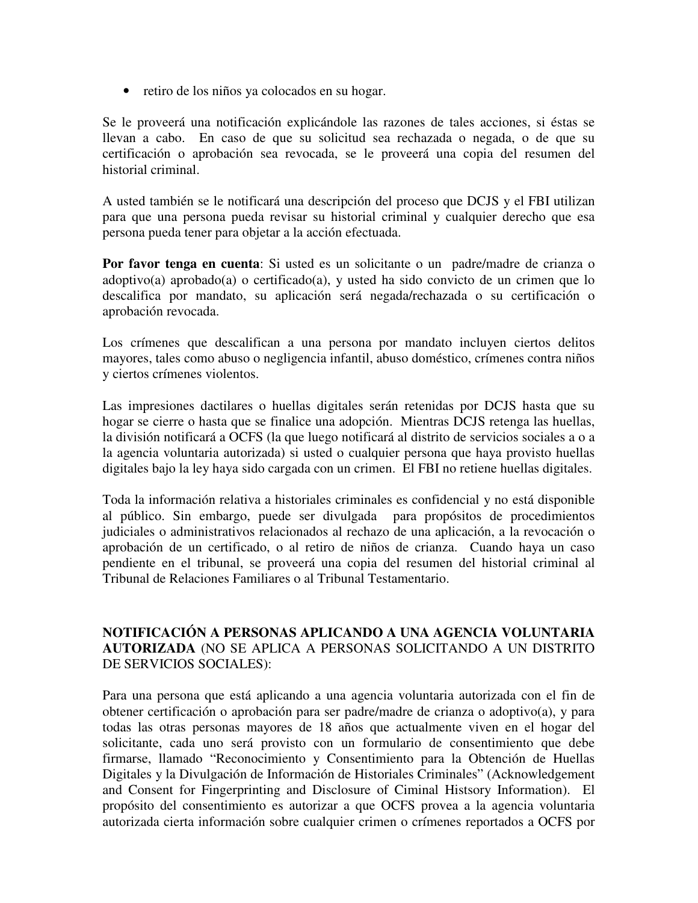- retiro de los niños ya colocados en su hogar.

Se le proveerá una notificación explicándole las razones de tales acciones, si éstas se llevan a cabo. En caso de que su solicitud sea rechazada o negada, o de que su certificación o aprobación sea revocada, se le proveerá una copia del resumen del historial criminal.

A usted también se le notificará una descripción del proceso que DCJS y el FBI utilizan para que una persona pueda revisar su historial criminal y cualquier derecho que esa persona pueda tener para objetar a la acción efectuada.

**Por favor tenga en cuenta**: Si usted es un solicitante o un padre/madre de crianza o adoptivo(a) aprobado(a) o certificado(a), y usted ha sido convicto de un crimen que lo descalifica por mandato, su aplicación será negada/rechazada o su certificación o aprobación revocada.

Los crímenes que descalifican a una persona por mandato incluyen ciertos delitos mayores, tales como abuso o negligencia infantil, abuso doméstico, crímenes contra niños y ciertos crímenes violentos.

Las impresiones dactilares o huellas digitales serán retenidas por DCJS hasta que su hogar se cierre o hasta que se finalice una adopción. Mientras DCJS retenga las huellas, la división notificará a OCFS (la que luego notificará al distrito de servicios sociales a o a la agencia voluntaria autorizada) si usted o cualquier persona que haya provisto huellas digitales bajo la ley haya sido cargada con un crimen. El FBI no retiene huellas digitales.

Toda la información relativa a historiales criminales es confidencial y no está disponible al público. Sin embargo, puede ser divulgada para propósitos de procedimientos judiciales o administrativos relacionados al rechazo de una aplicación, a la revocación o aprobación de un certificado, o al retiro de niños de crianza. Cuando haya un caso pendiente en el tribunal, se proveerá una copia del resumen del historial criminal al Tribunal de Relaciones Familiares o al Tribunal Testamentario.

**NOTIFICACIÓN A PERSONAS APLICANDO A UNA AGENCIA VOLUNTARIA AUTORIZADA** (NO SE APLICA A PERSONAS SOLICITANDO A UN DISTRITO DE SERVICIOS SOCIALES):

Para una persona que está aplicando a una agencia voluntaria autorizada con el fin de obtener certificación o aprobación para ser padre/madre de crianza o adoptivo(a), y para todas las otras personas mayores de 18 años que actualmente viven en el hogar del solicitante, cada uno será provisto con un formulario de consentimiento que debe firmarse, llamado "Reconocimiento y Consentimiento para la Obtención de Huellas Digitales y la Divulgación de Información de Historiales Criminales" (Acknowledgement and Consent for Fingerprinting and Disclosure of Ciminal Histsory Information). El propósito del consentimiento es autorizar a que OCFS provea a la agencia voluntaria autorizada cierta información sobre cualquier crimen o crímenes reportados a OCFS por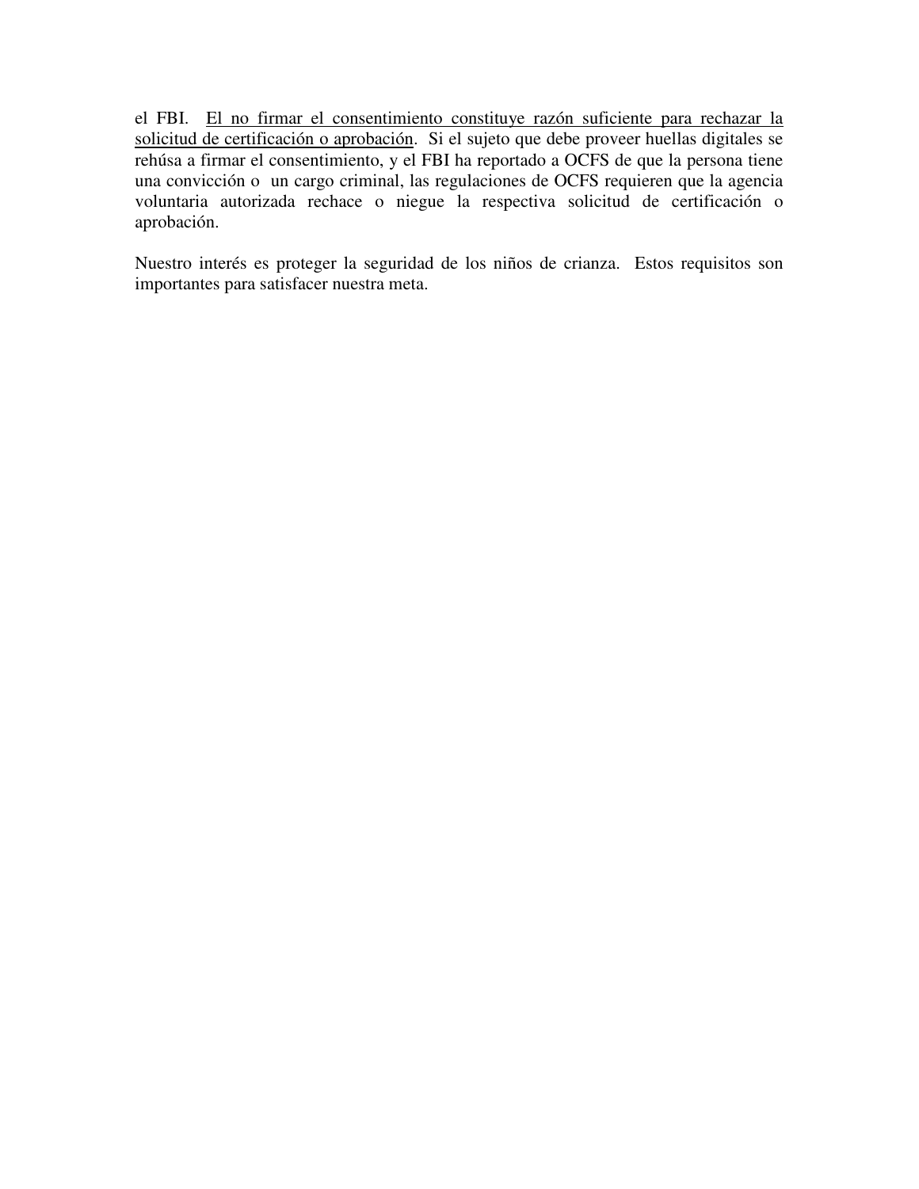el FBI. <u>El no firmar el consentimiento constituye razón suficiente para rechazar la solicitud de certificación o aprobación</u>. Si el sujeto que debe proveer huellas digitales se rehúsa a firmar el consentimiento, y el FBI ha reportado a OCFS de que la persona tiene una convicción o un cargo criminal, las regulaciones de OCFS requieren que la agencia voluntaria autorizada rechace o niegue la respectiva solicitud de certificación o aprobación.

Nuestro interés es proteger la seguridad de los niños de crianza. Estos requisitos son importantes para satisfacer nuestra meta.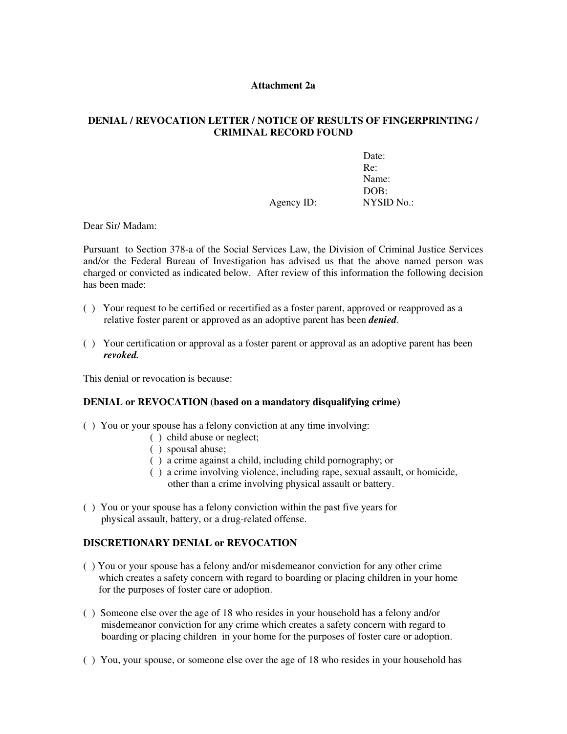**Attachment 2a**

**DENIAL / REVOCATION LETTER / NOTICE OF RESULTS OF FINGERPRINTING / CRIMINAL RECORD FOUND**

Date:
Re:
Name:
DOB:
Agency ID: NYSID No.:

Dear Sir/ Madam:

Pursuant to Section 378-a of the Social Services Law, the Division of Criminal Justice Services and/or the Federal Bureau of Investigation has advised us that the above named person was charged or convicted as indicated below. After review of this information the following decision has been made:

( ) Your request to be certified or recertified as a foster parent, approved or reapproved as a relative foster parent or approved as an adoptive parent has been ***denied***.

( ) Your certification or approval as a foster parent or approval as an adoptive parent has been ***revoked.***

This denial or revocation is because:

**DENIAL or REVOCATION (based on a mandatory disqualifying crime)**

( ) You or your spouse has a felony conviction at any time involving:
- ( ) child abuse or neglect;
- ( ) spousal abuse;
- ( ) a crime against a child, including child pornography; or
- ( ) a crime involving violence, including rape, sexual assault, or homicide, other than a crime involving physical assault or battery.

( ) You or your spouse has a felony conviction within the past five years for physical assault, battery, or a drug-related offense.

**DISCRETIONARY DENIAL or REVOCATION**

( ) You or your spouse has a felony and/or misdemeanor conviction for any other crime which creates a safety concern with regard to boarding or placing children in your home for the purposes of foster care or adoption.

( ) Someone else over the age of 18 who resides in your household has a felony and/or misdemeanor conviction for any crime which creates a safety concern with regard to boarding or placing children in your home for the purposes of foster care or adoption.

( ) You, your spouse, or someone else over the age of 18 who resides in your household has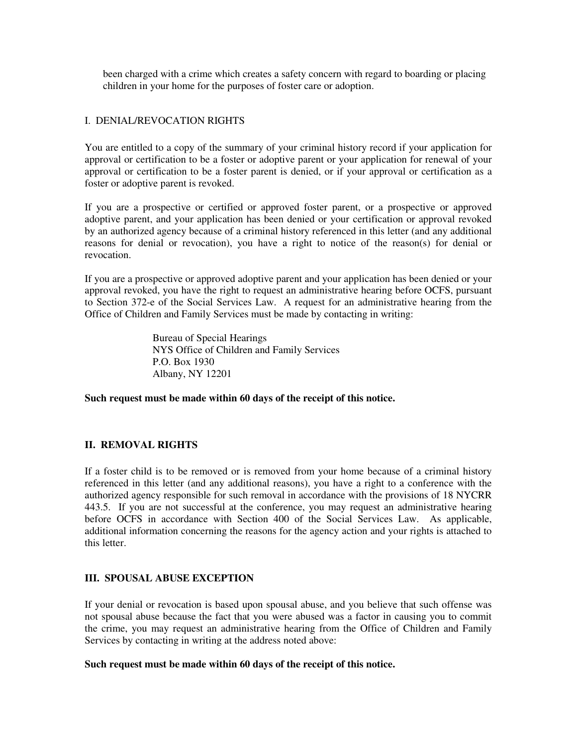been charged with a crime which creates a safety concern with regard to boarding or placing children in your home for the purposes of foster care or adoption.

## I. DENIAL/REVOCATION RIGHTS

You are entitled to a copy of the summary of your criminal history record if your application for approval or certification to be a foster or adoptive parent or your application for renewal of your approval or certification to be a foster parent is denied, or if your approval or certification as a foster or adoptive parent is revoked.

If you are a prospective or certified or approved foster parent, or a prospective or approved adoptive parent, and your application has been denied or your certification or approval revoked by an authorized agency because of a criminal history referenced in this letter (and any additional reasons for denial or revocation), you have a right to notice of the reason(s) for denial or revocation.

If you are a prospective or approved adoptive parent and your application has been denied or your approval revoked, you have the right to request an administrative hearing before OCFS, pursuant to Section 372-e of the Social Services Law. A request for an administrative hearing from the Office of Children and Family Services must be made by contacting in writing:

Bureau of Special Hearings
NYS Office of Children and Family Services
P.O. Box 1930
Albany, NY 12201

**Such request must be made within 60 days of the receipt of this notice.**

## II. REMOVAL RIGHTS

If a foster child is to be removed or is removed from your home because of a criminal history referenced in this letter (and any additional reasons), you have a right to a conference with the authorized agency responsible for such removal in accordance with the provisions of 18 NYCRR 443.5. If you are not successful at the conference, you may request an administrative hearing before OCFS in accordance with Section 400 of the Social Services Law. As applicable, additional information concerning the reasons for the agency action and your rights is attached to this letter.

## III. SPOUSAL ABUSE EXCEPTION

If your denial or revocation is based upon spousal abuse, and you believe that such offense was not spousal abuse because the fact that you were abused was a factor in causing you to commit the crime, you may request an administrative hearing from the Office of Children and Family Services by contacting in writing at the address noted above:

**Such request must be made within 60 days of the receipt of this notice.**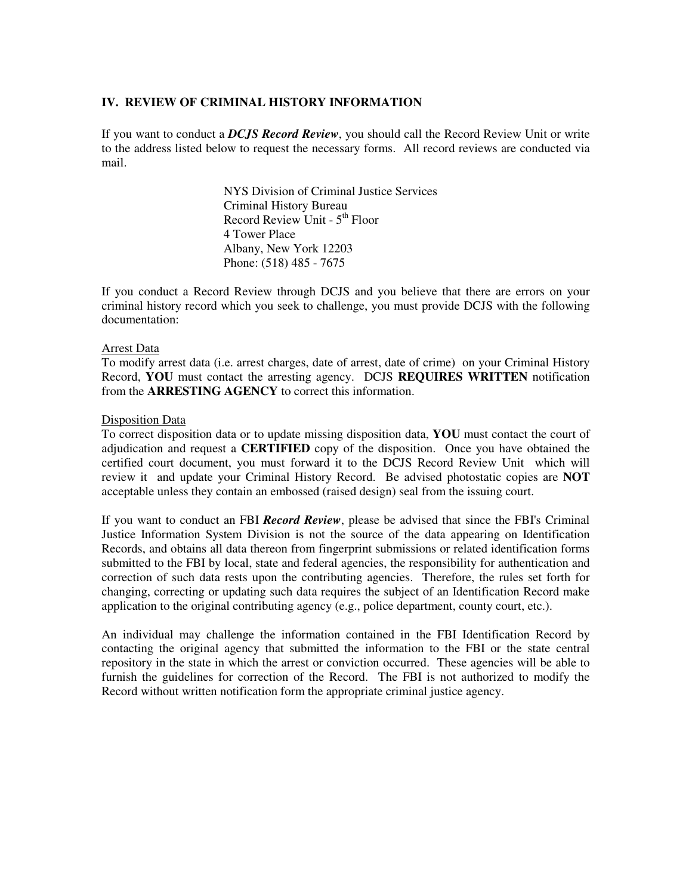## IV. REVIEW OF CRIMINAL HISTORY INFORMATION

If you want to conduct a ***DCJS Record Review***, you should call the Record Review Unit or write to the address listed below to request the necessary forms. All record reviews are conducted via mail.

> NYS Division of Criminal Justice Services
> Criminal History Bureau
> Record Review Unit - 5th Floor
> 4 Tower Place
> Albany, New York 12203
> Phone: (518) 485 - 7675

If you conduct a Record Review through DCJS and you believe that there are errors on your criminal history record which you seek to challenge, you must provide DCJS with the following documentation:

<u>Arrest Data</u>
To modify arrest data (i.e. arrest charges, date of arrest, date of crime) on your Criminal History Record, **YOU** must contact the arresting agency. DCJS **REQUIRES WRITTEN** notification from the **ARRESTING AGENCY** to correct this information.

<u>Disposition Data</u>
To correct disposition data or to update missing disposition data, **YOU** must contact the court of adjudication and request a **CERTIFIED** copy of the disposition. Once you have obtained the certified court document, you must forward it to the DCJS Record Review Unit which will review it and update your Criminal History Record. Be advised photostatic copies are **NOT** acceptable unless they contain an embossed (raised design) seal from the issuing court.

If you want to conduct an FBI ***Record Review***, please be advised that since the FBI's Criminal Justice Information System Division is not the source of the data appearing on Identification Records, and obtains all data thereon from fingerprint submissions or related identification forms submitted to the FBI by local, state and federal agencies, the responsibility for authentication and correction of such data rests upon the contributing agencies. Therefore, the rules set forth for changing, correcting or updating such data requires the subject of an Identification Record make application to the original contributing agency (e.g., police department, county court, etc.).

An individual may challenge the information contained in the FBI Identification Record by contacting the original agency that submitted the information to the FBI or the state central repository in the state in which the arrest or conviction occurred. These agencies will be able to furnish the guidelines for correction of the Record. The FBI is not authorized to modify the Record without written notification form the appropriate criminal justice agency.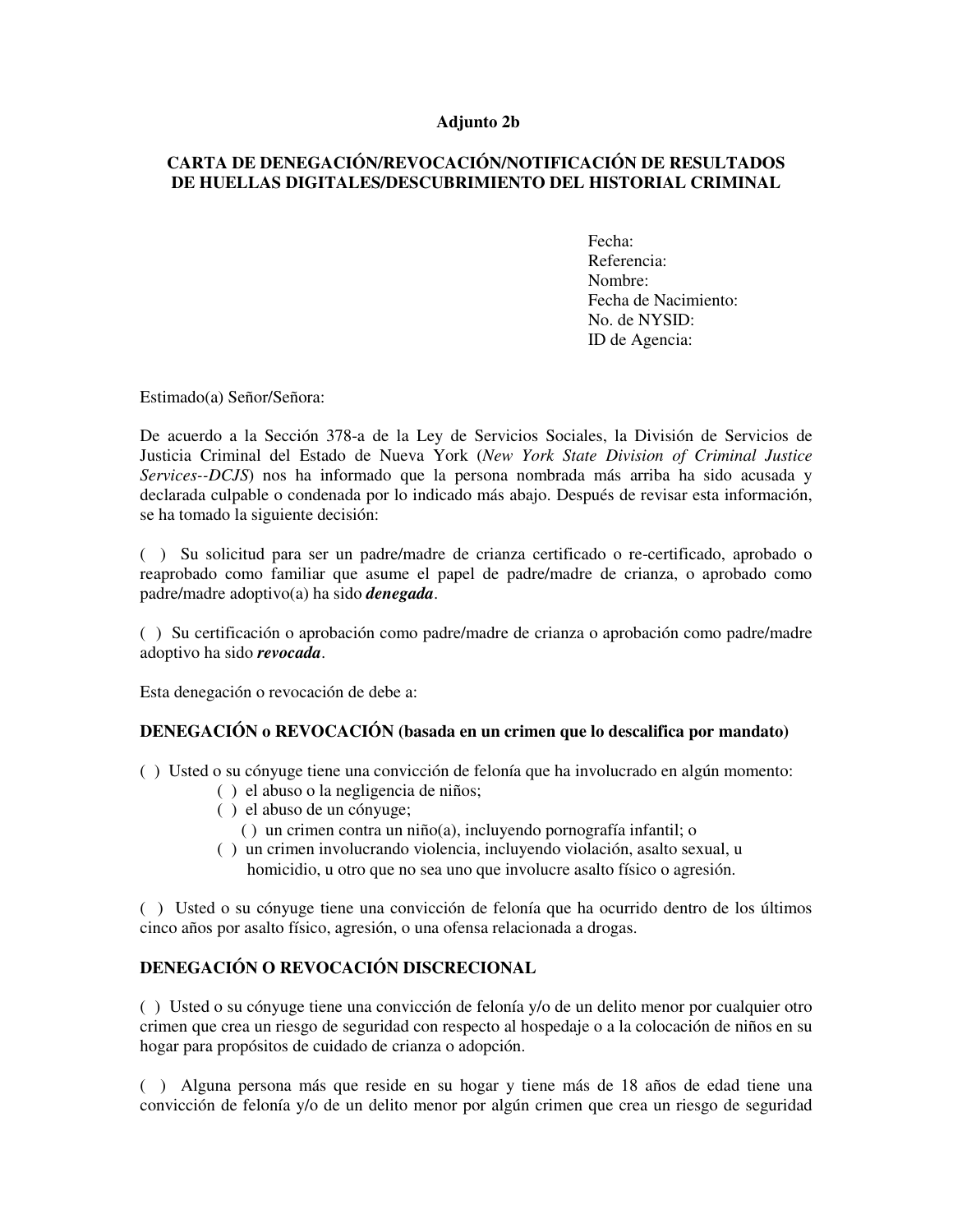**Adjunto 2b**

**CARTA DE DENEGACIÓN/REVOCACIÓN/NOTIFICACIÓN DE RESULTADOS DE HUELLAS DIGITALES/DESCUBRIMIENTO DEL HISTORIAL CRIMINAL**

Fecha:
Referencia:
Nombre:
Fecha de Nacimiento:
No. de NYSID:
ID de Agencia:

Estimado(a) Señor/Señora:

De acuerdo a la Sección 378-a de la Ley de Servicios Sociales, la División de Servicios de Justicia Criminal del Estado de Nueva York (*New York State Division of Criminal Justice Services--DCJS*) nos ha informado que la persona nombrada más arriba ha sido acusada y declarada culpable o condenada por lo indicado más abajo. Después de revisar esta información, se ha tomado la siguiente decisión:

( ) Su solicitud para ser un padre/madre de crianza certificado o re-certificado, aprobado o reaprobado como familiar que asume el papel de padre/madre de crianza, o aprobado como padre/madre adoptivo(a) ha sido ***denegada***.

( ) Su certificación o aprobación como padre/madre de crianza o aprobación como padre/madre adoptivo ha sido ***revocada***.

Esta denegación o revocación de debe a:

**DENEGACIÓN o REVOCACIÓN (basada en un crimen que lo descalifica por mandato)**

( ) Usted o su cónyuge tiene una convicción de felonía que ha involucrado en algún momento:
- ( ) el abuso o la negligencia de niños;
- ( ) el abuso de un cónyuge;
- ( ) un crimen contra un niño(a), incluyendo pornografía infantil; o
- ( ) un crimen involucrando violencia, incluyendo violación, asalto sexual, u homicidio, u otro que no sea uno que involucre asalto físico o agresión.

( ) Usted o su cónyuge tiene una convicción de felonía que ha ocurrido dentro de los últimos cinco años por asalto físico, agresión, o una ofensa relacionada a drogas.

**DENEGACIÓN O REVOCACIÓN DISCRECIONAL**

( ) Usted o su cónyuge tiene una convicción de felonía y/o de un delito menor por cualquier otro crimen que crea un riesgo de seguridad con respecto al hospedaje o a la colocación de niños en su hogar para propósitos de cuidado de crianza o adopción.

( ) Alguna persona más que reside en su hogar y tiene más de 18 años de edad tiene una convicción de felonía y/o de un delito menor por algún crimen que crea un riesgo de seguridad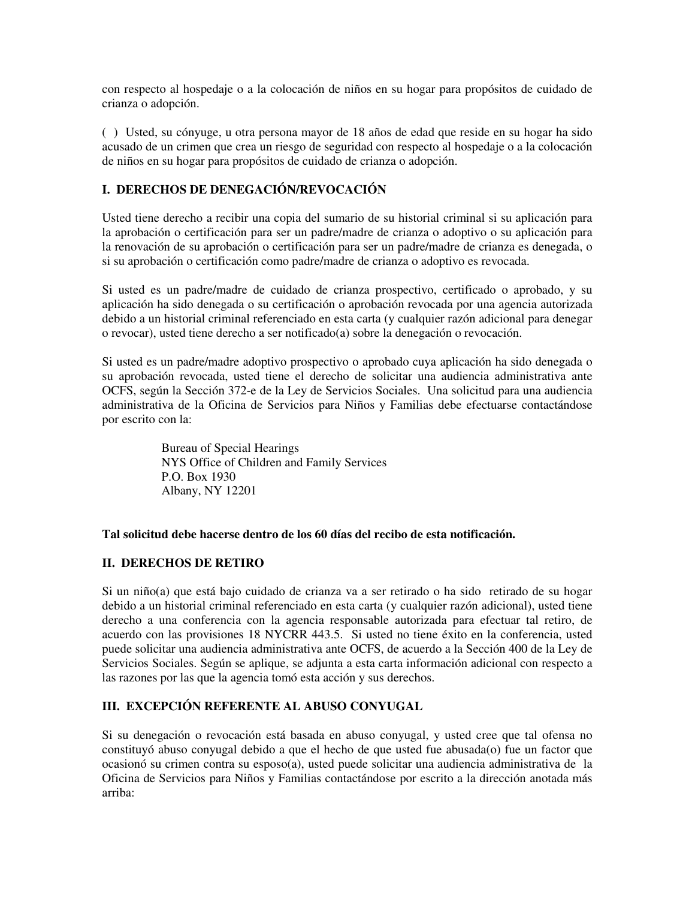con respecto al hospedaje o a la colocación de niños en su hogar para propósitos de cuidado de crianza o adopción.

( ) Usted, su cónyuge, u otra persona mayor de 18 años de edad que reside en su hogar ha sido acusado de un crimen que crea un riesgo de seguridad con respecto al hospedaje o a la colocación de niños en su hogar para propósitos de cuidado de crianza o adopción.

## I. DERECHOS DE DENEGACIÓN/REVOCACIÓN

Usted tiene derecho a recibir una copia del sumario de su historial criminal si su aplicación para la aprobación o certificación para ser un padre/madre de crianza o adoptivo o su aplicación para la renovación de su aprobación o certificación para ser un padre/madre de crianza es denegada, o si su aprobación o certificación como padre/madre de crianza o adoptivo es revocada.

Si usted es un padre/madre de cuidado de crianza prospectivo, certificado o aprobado, y su aplicación ha sido denegada o su certificación o aprobación revocada por una agencia autorizada debido a un historial criminal referenciado en esta carta (y cualquier razón adicional para denegar o revocar), usted tiene derecho a ser notificado(a) sobre la denegación o revocación.

Si usted es un padre/madre adoptivo prospectivo o aprobado cuya aplicación ha sido denegada o su aprobación revocada, usted tiene el derecho de solicitar una audiencia administrativa ante OCFS, según la Sección 372-e de la Ley de Servicios Sociales. Una solicitud para una audiencia administrativa de la Oficina de Servicios para Niños y Familias debe efectuarse contactándose por escrito con la:

Bureau of Special Hearings
NYS Office of Children and Family Services
P.O. Box 1930
Albany, NY 12201

**Tal solicitud debe hacerse dentro de los 60 días del recibo de esta notificación.**

## II. DERECHOS DE RETIRO

Si un niño(a) que está bajo cuidado de crianza va a ser retirado o ha sido retirado de su hogar debido a un historial criminal referenciado en esta carta (y cualquier razón adicional), usted tiene derecho a una conferencia con la agencia responsable autorizada para efectuar tal retiro, de acuerdo con las provisiones 18 NYCRR 443.5. Si usted no tiene éxito en la conferencia, usted puede solicitar una audiencia administrativa ante OCFS, de acuerdo a la Sección 400 de la Ley de Servicios Sociales. Según se aplique, se adjunta a esta carta información adicional con respecto a las razones por las que la agencia tomó esta acción y sus derechos.

## III. EXCEPCIÓN REFERENTE AL ABUSO CONYUGAL

Si su denegación o revocación está basada en abuso conyugal, y usted cree que tal ofensa no constituyó abuso conyugal debido a que el hecho de que usted fue abusada(o) fue un factor que ocasionó su crimen contra su esposo(a), usted puede solicitar una audiencia administrativa de la Oficina de Servicios para Niños y Familias contactándose por escrito a la dirección anotada más arriba: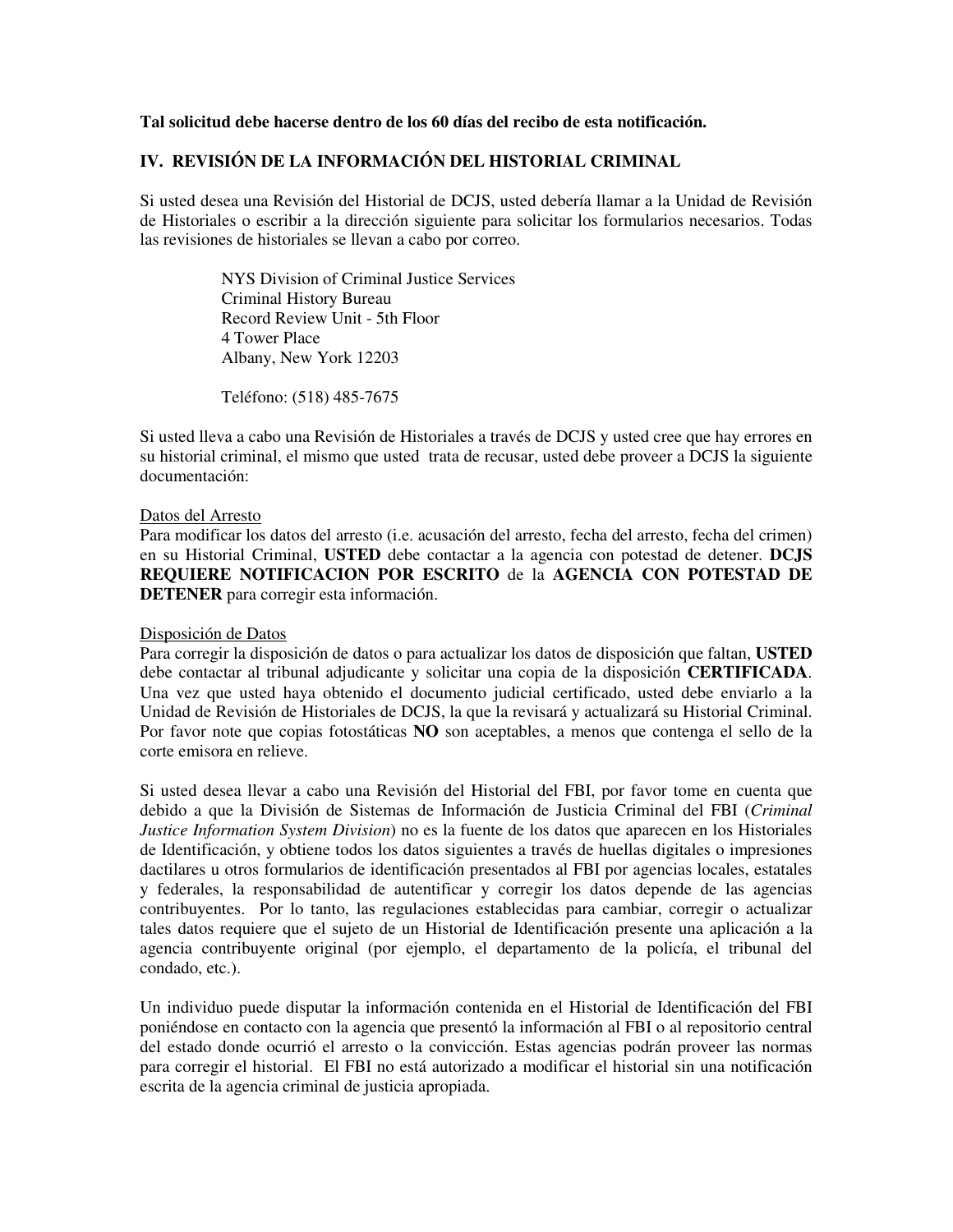**Tal solicitud debe hacerse dentro de los 60 días del recibo de esta notificación.**

## IV. REVISIÓN DE LA INFORMACIÓN DEL HISTORIAL CRIMINAL

Si usted desea una Revisión del Historial de DCJS, usted debería llamar a la Unidad de Revisión de Historiales o escribir a la dirección siguiente para solicitar los formularios necesarios. Todas las revisiones de historiales se llevan a cabo por correo.

NYS Division of Criminal Justice Services
Criminal History Bureau
Record Review Unit - 5th Floor
4 Tower Place
Albany, New York 12203

Teléfono: (518) 485-7675

Si usted lleva a cabo una Revisión de Historiales a través de DCJS y usted cree que hay errores en su historial criminal, el mismo que usted trata de recusar, usted debe proveer a DCJS la siguiente documentación:

Datos del Arresto

Para modificar los datos del arresto (i.e. acusación del arresto, fecha del arresto, fecha del crimen) en su Historial Criminal, **USTED** debe contactar a la agencia con potestad de detener. **DCJS REQUIERE NOTIFICACION POR ESCRITO** de la **AGENCIA CON POTESTAD DE DETENER** para corregir esta información.

Disposición de Datos

Para corregir la disposición de datos o para actualizar los datos de disposición que faltan, **USTED** debe contactar al tribunal adjudicante y solicitar una copia de la disposición **CERTIFICADA**. Una vez que usted haya obtenido el documento judicial certificado, usted debe enviarlo a la Unidad de Revisión de Historiales de DCJS, la que la revisará y actualizará su Historial Criminal. Por favor note que copias fotostáticas **NO** son aceptables, a menos que contenga el sello de la corte emisora en relieve.

Si usted desea llevar a cabo una Revisión del Historial del FBI, por favor tome en cuenta que debido a que la División de Sistemas de Información de Justicia Criminal del FBI (*Criminal Justice Information System Division*) no es la fuente de los datos que aparecen en los Historiales de Identificación, y obtiene todos los datos siguientes a través de huellas digitales o impresiones dactilares u otros formularios de identificación presentados al FBI por agencias locales, estatales y federales, la responsabilidad de autentificar y corregir los datos depende de las agencias contribuyentes. Por lo tanto, las regulaciones establecidas para cambiar, corregir o actualizar tales datos requiere que el sujeto de un Historial de Identificación presente una aplicación a la agencia contribuyente original (por ejemplo, el departamento de la policía, el tribunal del condado, etc.).

Un individuo puede disputar la información contenida en el Historial de Identificación del FBI poniéndose en contacto con la agencia que presentó la información al FBI o al repositorio central del estado donde ocurrió el arresto o la convicción. Estas agencias podrán proveer las normas para corregir el historial. El FBI no está autorizado a modificar el historial sin una notificación escrita de la agencia criminal de justicia apropiada.